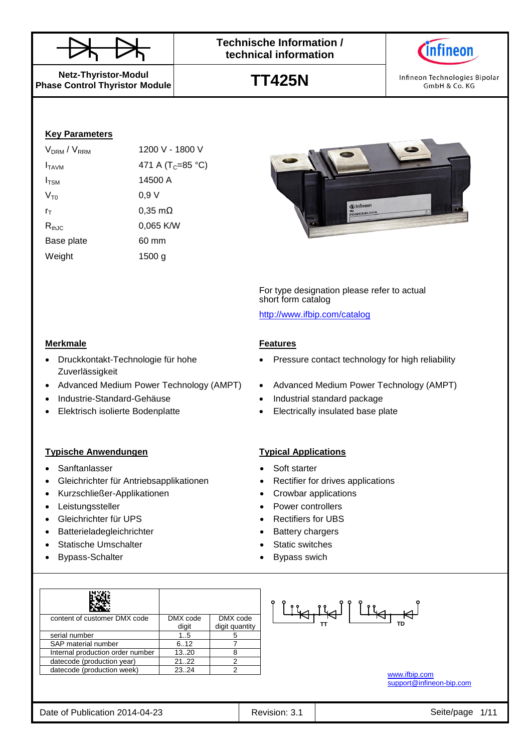Technische Information / technical information

**Netz-Thyristor-Modul**
**Phase Control Thyristor Module**

# TT425N

Infineon Technologies Bipolar GmbH & Co. KG

## Key Parameters

| | |
|---|---|
| $V_{DRM}$ / $V_{RRM}$ | 1200 V - 1800 V |
| $I_{TAVM}$ | 471 A ($T_C$=85 °C) |
| $I_{TSM}$ | 14500 A |
| $V_{T0}$ | 0,9 V |
| $r_T$ | 0,35 mΩ |
| $R_{thJC}$ | 0,065 K/W |
| Base plate | 60 mm |
| Weight | 1500 g |

For type designation please refer to actual short form catalog

http://www.ifbip.com/catalog

## Merkmale

- Druckkontakt-Technologie für hohe Zuverlässigkeit
- Advanced Medium Power Technology (AMPT)
- Industrie-Standard-Gehäuse
- Elektrisch isolierte Bodenplatte

## Features

- Pressure contact technology for high reliability
- Advanced Medium Power Technology (AMPT)
- Industrial standard package
- Electrically insulated base plate

## Typische Anwendungen

- Sanftanlasser
- Gleichrichter für Antriebsapplikationen
- Kurzschließer-Applikationen
- Leistungssteller
- Gleichrichter für UPS
- Batterieladegleichrichter
- Statische Umschalter
- Bypass-Schalter

## Typical Applications

- Soft starter
- Rectifier for drives applications
- Crowbar applications
- Power controllers
- Rectifiers for UBS
- Battery chargers
- Static switches
- Bypass swich

| content of customer DMX code | DMX code digit | DMX code digit quantity |
|---|---|---|
| serial number | 1..5 | 5 |
| SAP material number | 6..12 | 7 |
| Internal production order number | 13..20 | 8 |
| datecode (production year) | 21..22 | 2 |
| datecode (production week) | 23..24 | 2 |

TT TD

www.ifbip.com
support@infineon-bip.com

Date of Publication 2014-04-23 | Revision: 3.1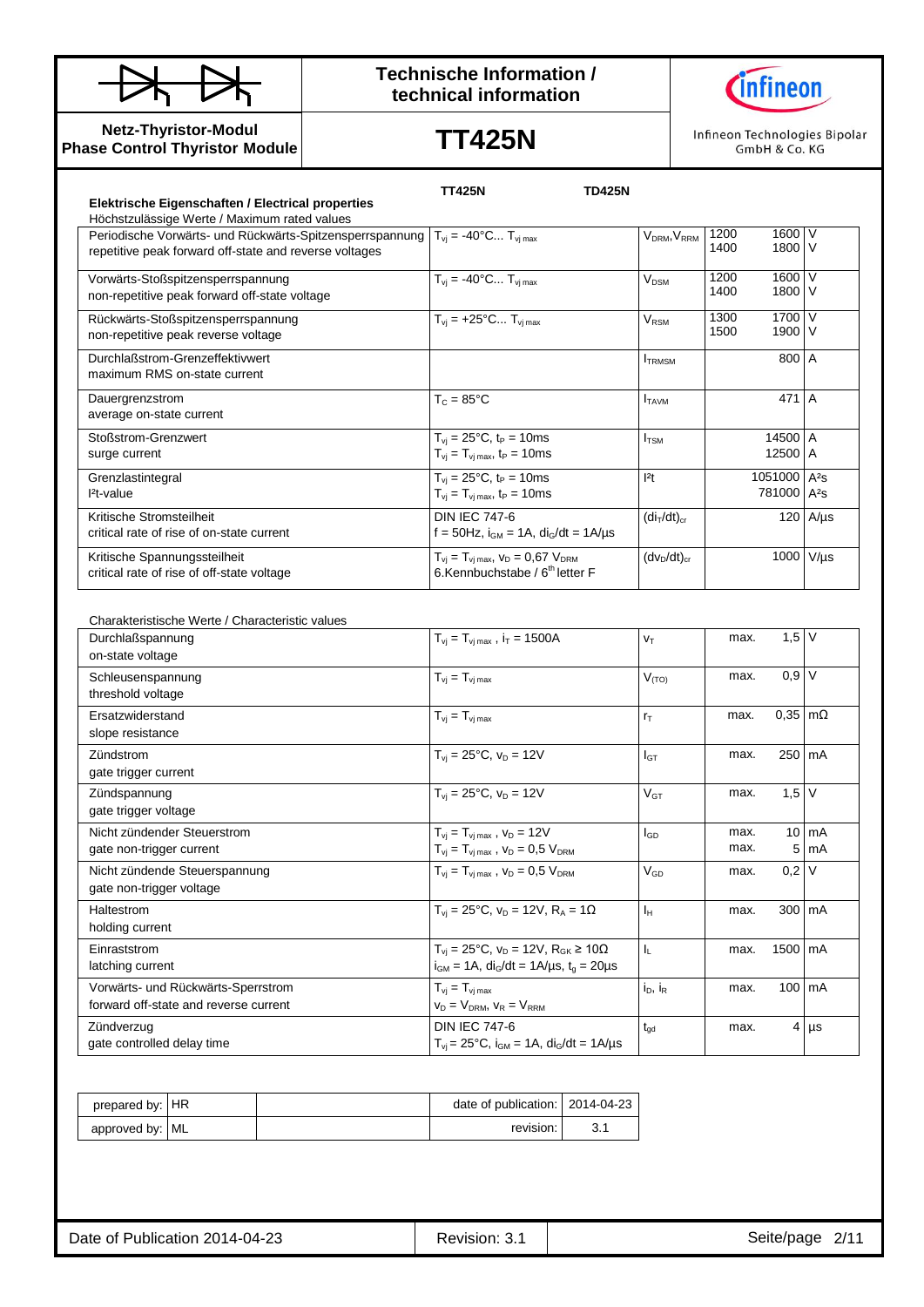**Netz-Thyristor-Modul**
**Phase Control Thyristor Module**

# TT425N

**Technische Information / technical information**

Infineon Technologies Bipolar GmbH & Co. KG

## Elektrische Eigenschaften / Electrical properties

TT425N | TD425N

Höchstzulässige Werte / Maximum rated values

| Parameter | Conditions | Symbol | Value | Unit |
|---|---|---|---|---|
| Periodische Vorwärts- und Rückwärts-Spitzensperrspannung<br>repetitive peak forward off-state and reverse voltages | $T_{vj}$ = -40°C... $T_{vj\,max}$ | $V_{DRM}$, $V_{RRM}$ | 1200 1600<br>1400 1800 | V<br>V |
| Vorwärts-Stoßspitzensperrspannung<br>non-repetitive peak forward off-state voltage | $T_{vj}$ = -40°C... $T_{vj\,max}$ | $V_{DSM}$ | 1200 1600<br>1400 1800 | V<br>V |
| Rückwärts-Stoßspitzensperrspannung<br>non-repetitive peak reverse voltage | $T_{vj}$ = +25°C... $T_{vj\,max}$ | $V_{RSM}$ | 1300 1700<br>1500 1900 | V<br>V |
| Durchlaßstrom-Grenzeffektivwert<br>maximum RMS on-state current | | $I_{TRMSM}$ | 800 | A |
| Dauergrenzstrom<br>average on-state current | $T_C$ = 85°C | $I_{TAVM}$ | 471 | A |
| Stoßstrom-Grenzwert<br>surge current | $T_{vj}$ = 25°C, $t_P$ = 10ms<br>$T_{vj}$ = $T_{vj\,max}$, $t_P$ = 10ms | $I_{TSM}$ | 14500<br>12500 | A<br>A |
| Grenzlastintegral<br>$I^2t$-value | $T_{vj}$ = 25°C, $t_P$ = 10ms<br>$T_{vj}$ = $T_{vj\,max}$, $t_P$ = 10ms | $I^2t$ | 1051000<br>781000 | $A^2s$<br>$A^2s$ |
| Kritische Stromsteilheit<br>critical rate of rise of on-state current | DIN IEC 747-6<br>f = 50Hz, $i_{GM}$ = 1A, $di_G/dt$ = 1A/µs | $(di_T/dt)_{cr}$ | 120 | A/µs |
| Kritische Spannungssteilheit<br>critical rate of rise of off-state voltage | $T_{vj}$ = $T_{vj\,max}$, $v_D$ = 0,67 $V_{DRM}$<br>6.Kennbuchstabe / 6th letter F | $(dv_D/dt)_{cr}$ | 1000 | V/µs |

Charakteristische Werte / Characteristic values

| Parameter | Conditions | Symbol | | Value | Unit |
|---|---|---|---|---|---|
| Durchlaßspannung<br>on-state voltage | $T_{vj}$ = $T_{vj\,max}$ , $i_T$ = 1500A | $v_T$ | max. | 1,5 | V |
| Schleusenspannung<br>threshold voltage | $T_{vj}$ = $T_{vj\,max}$ | $V_{(TO)}$ | max. | 0,9 | V |
| Ersatzwiderstand<br>slope resistance | $T_{vj}$ = $T_{vj\,max}$ | $r_T$ | max. | 0,35 | mΩ |
| Zündstrom<br>gate trigger current | $T_{vj}$ = 25°C, $v_D$ = 12V | $I_{GT}$ | max. | 250 | mA |
| Zündspannung<br>gate trigger voltage | $T_{vj}$ = 25°C, $v_D$ = 12V | $V_{GT}$ | max. | 1,5 | V |
| Nicht zündender Steuerstrom<br>gate non-trigger current | $T_{vj}$ = $T_{vj\,max}$ , $v_D$ = 12V<br>$T_{vj}$ = $T_{vj\,max}$ , $v_D$ = 0,5 $V_{DRM}$ | $I_{GD}$ | max.<br>max. | 10<br>5 | mA<br>mA |
| Nicht zündende Steuerspannung<br>gate non-trigger voltage | $T_{vj}$ = $T_{vj\,max}$ , $v_D$ = 0,5 $V_{DRM}$ | $V_{GD}$ | max. | 0,2 | V |
| Haltestrom<br>holding current | $T_{vj}$ = 25°C, $v_D$ = 12V, $R_A$ = 1Ω | $I_H$ | max. | 300 | mA |
| Einraststrom<br>latching current | $T_{vj}$ = 25°C, $v_D$ = 12V, $R_{GK}$ ≥ 10Ω<br>$i_{GM}$ = 1A, $di_G/dt$ = 1A/µs, $t_g$ = 20µs | $I_L$ | max. | 1500 | mA |
| Vorwärts- und Rückwärts-Sperrstrom<br>forward off-state and reverse current | $T_{vj}$ = $T_{vj\,max}$<br>$v_D$ = $V_{DRM}$, $v_R$ = $V_{RRM}$ | $i_D$, $i_R$ | max. | 100 | mA |
| Zündverzug<br>gate controlled delay time | DIN IEC 747-6<br>$T_{vj}$ = 25°C, $i_{GM}$ = 1A, $di_G/dt$ = 1A/µs | $t_{gd}$ | max. | 4 | µs |

| | | | | |
|---|---|---|---|---|
| prepared by: | HR | | date of publication: | 2014-04-23 |
| approved by: | ML | | revision: | 3.1 |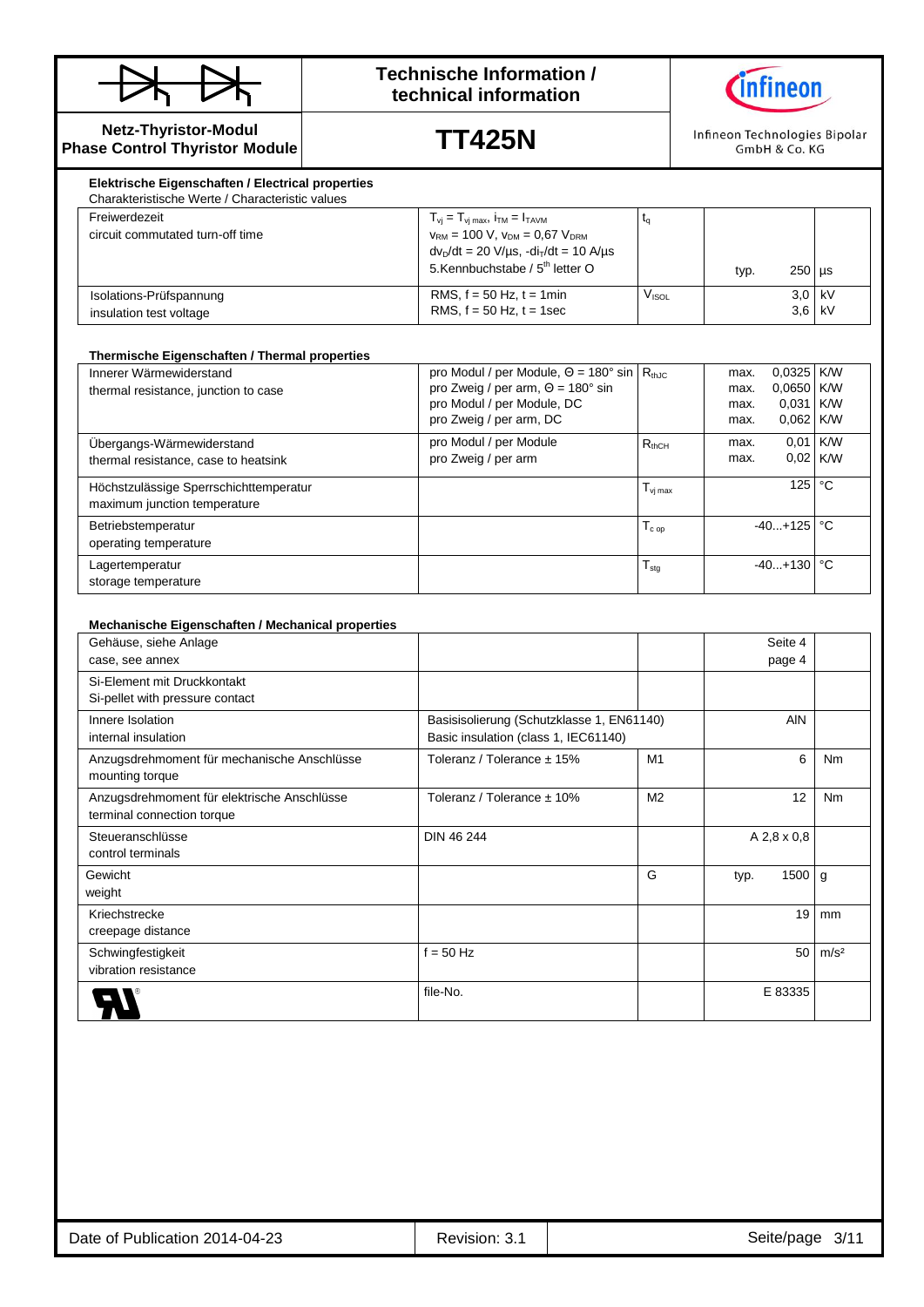**Netz-Thyristor-Modul**
**Phase Control Thyristor Module**

# TT425N

### Elektrische Eigenschaften / Electrical properties

Charakteristische Werte / Characteristic values

| | | | | | |
|---|---|---|---|---|---|
| Freiwerdezeit<br>circuit commutated turn-off time | $T_{vj} = T_{vj\,max}$, $i_{TM} = I_{TAVM}$<br>$v_{RM} = 100$ V, $v_{DM} = 0{,}67\ V_{DRM}$<br>$dv_D/dt = 20$ V/µs, $-di_T/dt = 10$ A/µs<br>5.Kennbuchstabe / 5th letter O | $t_q$ | typ. | 250 | µs |
| Isolations-Prüfspannung<br>insulation test voltage | RMS, f = 50 Hz, t = 1min<br>RMS, f = 50 Hz, t = 1sec | $V_{ISOL}$ | | 3,0<br>3,6 | kV<br>kV |

### Thermische Eigenschaften / Thermal properties

| | | | | | |
|---|---|---|---|---|---|
| Innerer Wärmewiderstand<br>thermal resistance, junction to case | pro Modul / per Module, Θ = 180° sin<br>pro Zweig / per arm, Θ = 180° sin<br>pro Modul / per Module, DC<br>pro Zweig / per arm, DC | $R_{thJC}$ | max.<br>max.<br>max.<br>max. | 0,0325<br>0,0650<br>0,031<br>0,062 | K/W<br>K/W<br>K/W<br>K/W |
| Übergangs-Wärmewiderstand<br>thermal resistance, case to heatsink | pro Modul / per Module<br>pro Zweig / per arm | $R_{thCH}$ | max.<br>max. | 0,01<br>0,02 | K/W<br>K/W |
| Höchstzulässige Sperrschichttemperatur<br>maximum junction temperature | | $T_{vj\,max}$ | | 125 | °C |
| Betriebstemperatur<br>operating temperature | | $T_{c\,op}$ | | -40...+125 | °C |
| Lagertemperatur<br>storage temperature | | $T_{stg}$ | | -40...+130 | °C |

### Mechanische Eigenschaften / Mechanical properties

| | | | | | |
|---|---|---|---|---|---|
| Gehäuse, siehe Anlage<br>case, see annex | | | | Seite 4<br>page 4 | |
| Si-Element mit Druckkontakt<br>Si-pellet with pressure contact | | | | | |
| Innere Isolation<br>internal insulation | Basisisolierung (Schutzklasse 1, EN61140)<br>Basic insulation (class 1, IEC61140) | | | AlN | |
| Anzugsdrehmoment für mechanische Anschlüsse<br>mounting torque | Toleranz / Tolerance ± 15% | M1 | | 6 | Nm |
| Anzugsdrehmoment für elektrische Anschlüsse<br>terminal connection torque | Toleranz / Tolerance ± 10% | M2 | | 12 | Nm |
| Steueranschlüsse<br>control terminals | DIN 46 244 | | | A 2,8 x 0,8 | |
| Gewicht<br>weight | | G | typ. | 1500 | g |
| Kriechstrecke<br>creepage distance | | | | 19 | mm |
| Schwingfestigkeit<br>vibration resistance | f = 50 Hz | | | 50 | m/s² |
| UL® | file-No. | | | E 83335 | |

Date of Publication 2014-04-23 | Revision: 3.1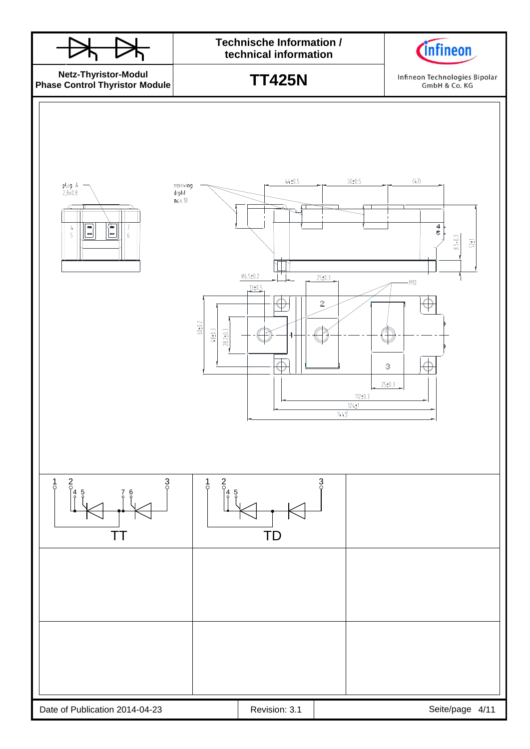plug A
2,8x0,8

4
5

7
6

screwing
depht
max.18

44±0.5

50±0.5

(43)

4
5

8.5±0.3

52±1

ø6.5±0.2

13±0.5

25±0.3

M10

60±0.2

48±0.3

28.2±0.3

2

1

3

25±0.3

112±0.3

124±1

144.3

1 2 3
4 5 7 6

TT

1 2 3
4 5

TD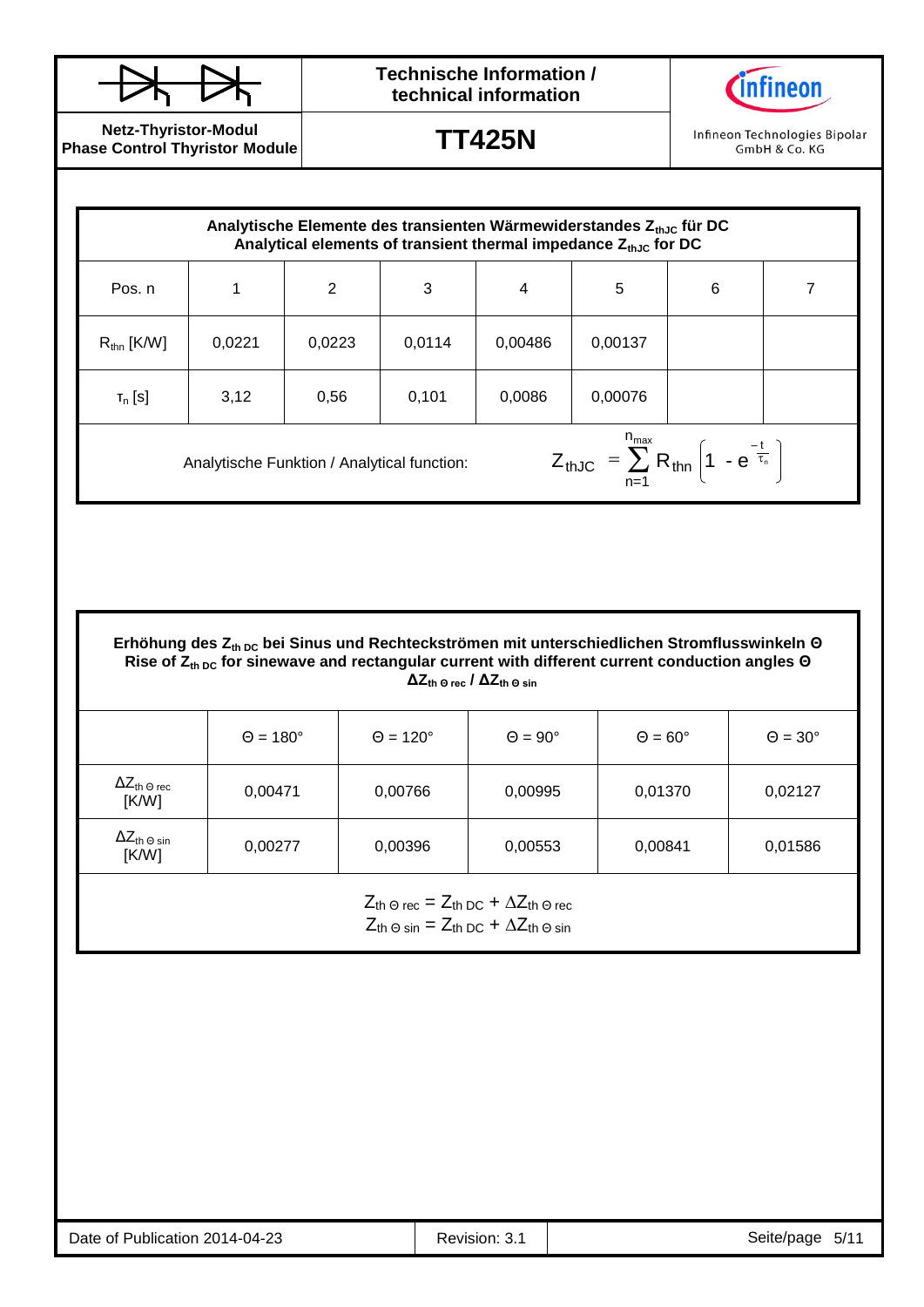**Netz-Thyristor-Modul**
**Phase Control Thyristor Module**

# TT425N

**Technische Information / technical information**

Infineon Technologies Bipolar GmbH & Co. KG

## Analytische Elemente des transienten Wärmewiderstandes $Z_{thJC}$ für DC / Analytical elements of transient thermal impedance $Z_{thJC}$ for DC

| Pos. n | 1 | 2 | 3 | 4 | 5 | 6 | 7 |
|---|---|---|---|---|---|---|---|
| $R_{thn}$ [K/W] | 0,0221 | 0,0223 | 0,0114 | 0,00486 | 0,00137 | | |
| $\tau_n$ [s] | 3,12 | 0,56 | 0,101 | 0,0086 | 0,00076 | | |

Analytische Funktion / Analytical function:

$$Z_{thJC} = \sum_{n=1}^{n_{max}} R_{thn} \left(1 - e^{\frac{-t}{\tau_n}}\right)$$

## Erhöhung des $Z_{th\,DC}$ bei Sinus und Rechteckströmen mit unterschiedlichen Stromflusswinkeln Θ / Rise of $Z_{th\,DC}$ for sinewave and rectangular current with different current conduction angles Θ

**$\Delta Z_{th\,\Theta\,rec}$ / $\Delta Z_{th\,\Theta\,sin}$**

| | Θ = 180° | Θ = 120° | Θ = 90° | Θ = 60° | Θ = 30° |
|---|---|---|---|---|---|
| $\Delta Z_{th\,\Theta\,rec}$ [K/W] | 0,00471 | 0,00766 | 0,00995 | 0,01370 | 0,02127 |
| $\Delta Z_{th\,\Theta\,sin}$ [K/W] | 0,00277 | 0,00396 | 0,00553 | 0,00841 | 0,01586 |

$$Z_{th\,\Theta\,rec} = Z_{th\,DC} + \Delta Z_{th\,\Theta\,rec}$$
$$Z_{th\,\Theta\,sin} = Z_{th\,DC} + \Delta Z_{th\,\Theta\,sin}$$

Date of Publication 2014-04-23 | Revision: 3.1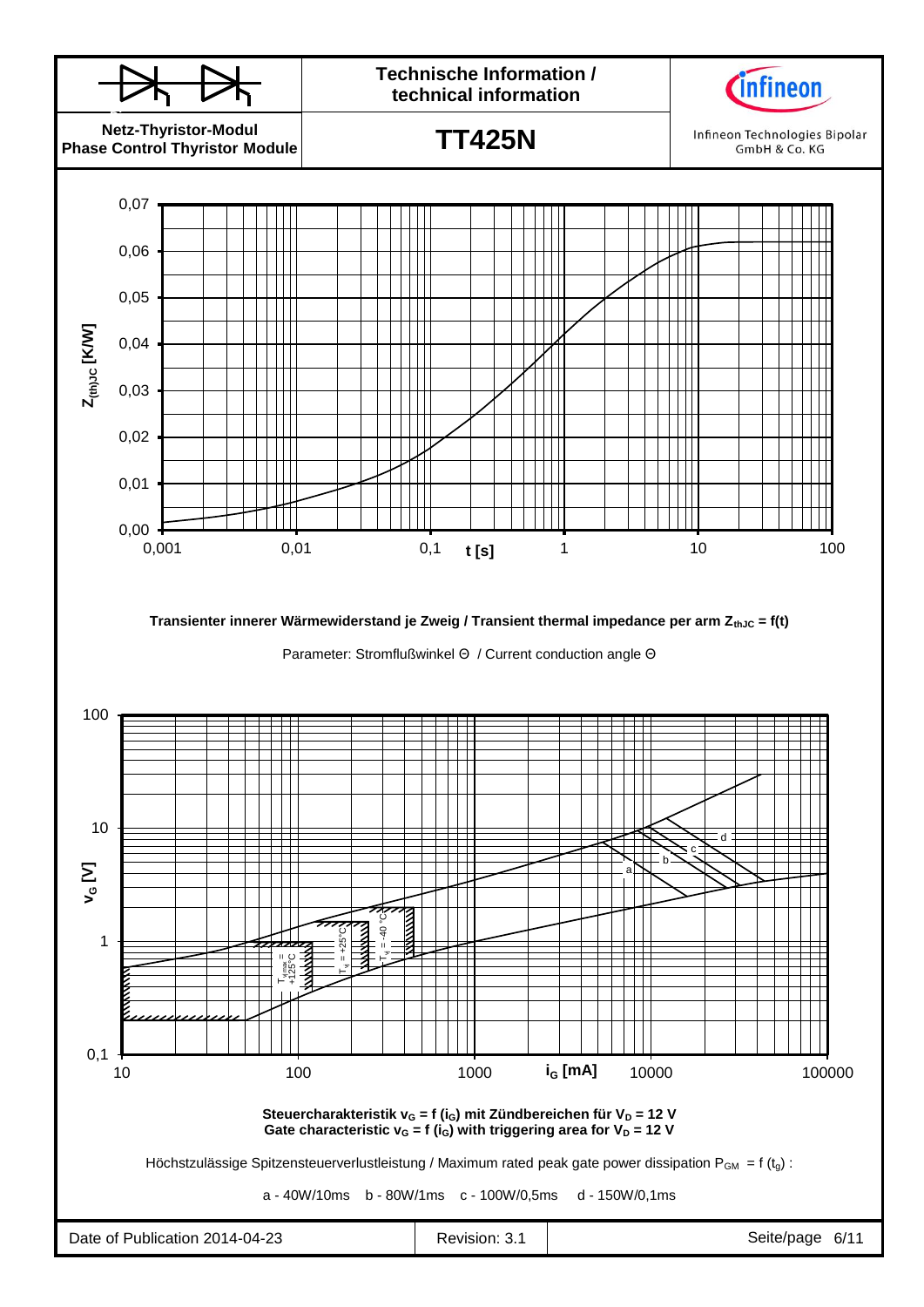Transienter innerer Wärmewiderstand je Zweig / Transient thermal impedance per arm $Z_{thJC} = f(t)$

Parameter: Stromflußwinkel Θ / Current conduction angle Θ

Steuercharakteristik $v_G = f(i_G)$ mit Zündbereichen für $V_D = 12$ V
Gate characteristic $v_G = f(i_G)$ with triggering area for $V_D = 12$ V

Höchstzulässige Spitzensteuerverlustleistung / Maximum rated peak gate power dissipation $P_{GM} = f(t_g)$ :

a - 40W/10ms  b - 80W/1ms  c - 100W/0,5ms  d - 150W/0,1ms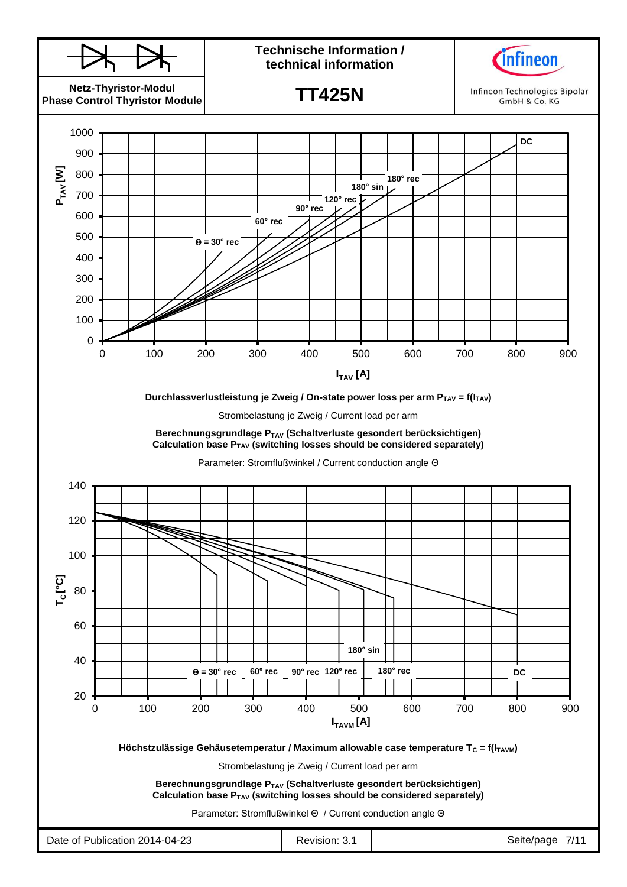Durchlassverlustleistung je Zweig / On-state power loss per arm $P_{TAV} = f(I_{TAV})$

Strombelastung je Zweig / Current load per arm

**Berechnungsgrundlage $P_{TAV}$ (Schaltverluste gesondert berücksichtigen)**
**Calculation base $P_{TAV}$ (switching losses should be considered separately)**

Parameter: Stromflußwinkel / Current conduction angle Θ

Höchstzulässige Gehäusetemperatur / Maximum allowable case temperature $T_C = f(I_{TAVM})$

Strombelastung je Zweig / Current load per arm

**Berechnungsgrundlage $P_{TAV}$ (Schaltverluste gesondert berücksichtigen)**
**Calculation base $P_{TAV}$ (switching losses should be considered separately)**

Parameter: Stromflußwinkel Θ / Current conduction angle Θ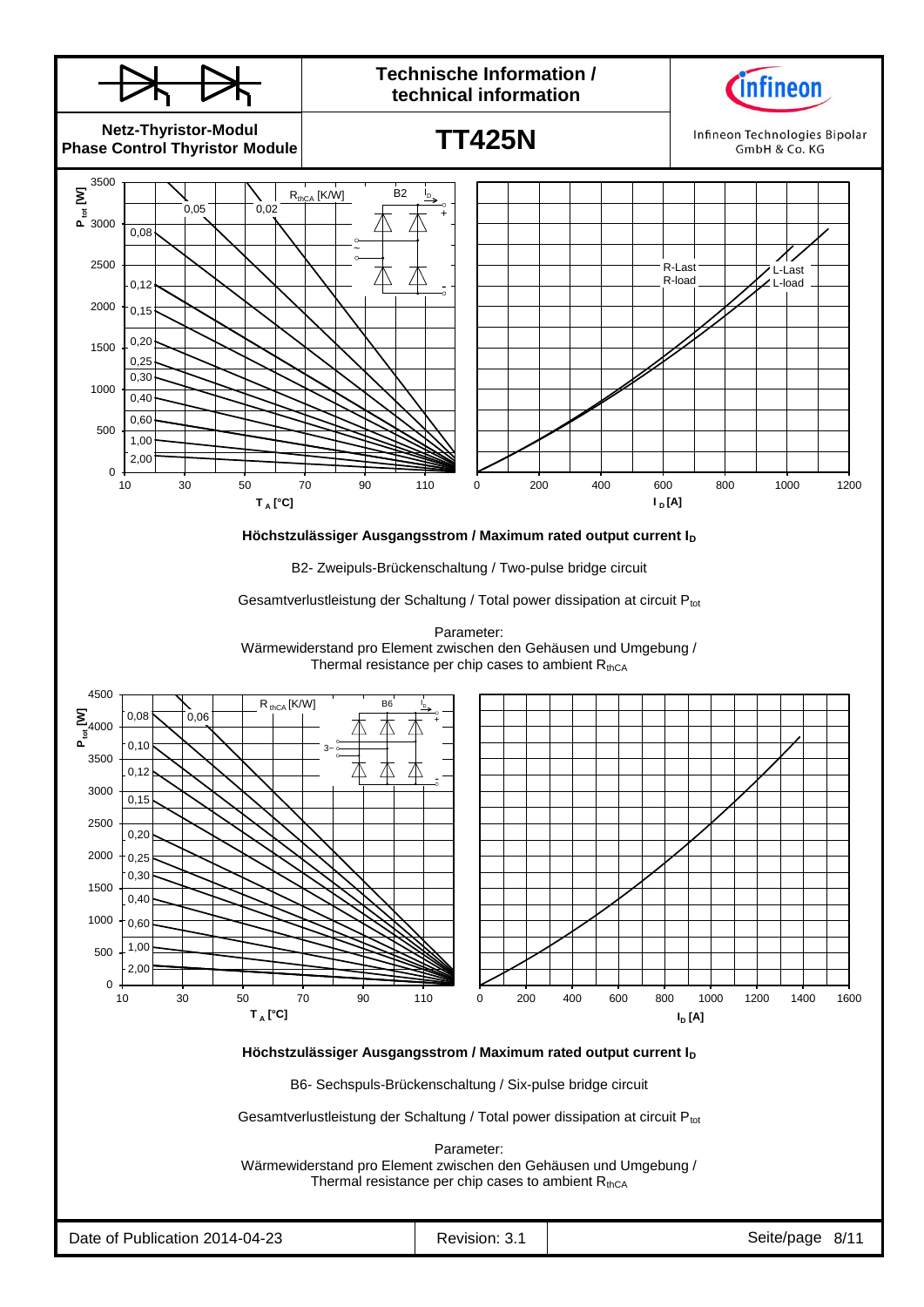Höchstzulässiger Ausgangsstrom / Maximum rated output current $I_D$

B2- Zweipuls-Brückenschaltung / Two-pulse bridge circuit

Gesamtverlustleistung der Schaltung / Total power dissipation at circuit $P_{tot}$

Parameter:
Wärmewiderstand pro Element zwischen den Gehäusen und Umgebung /
Thermal resistance per chip cases to ambient $R_{thCA}$

Höchstzulässiger Ausgangsstrom / Maximum rated output current $I_D$

B6- Sechspuls-Brückenschaltung / Six-pulse bridge circuit

Gesamtverlustleistung der Schaltung / Total power dissipation at circuit $P_{tot}$

Parameter:
Wärmewiderstand pro Element zwischen den Gehäusen und Umgebung /
Thermal resistance per chip cases to ambient $R_{thCA}$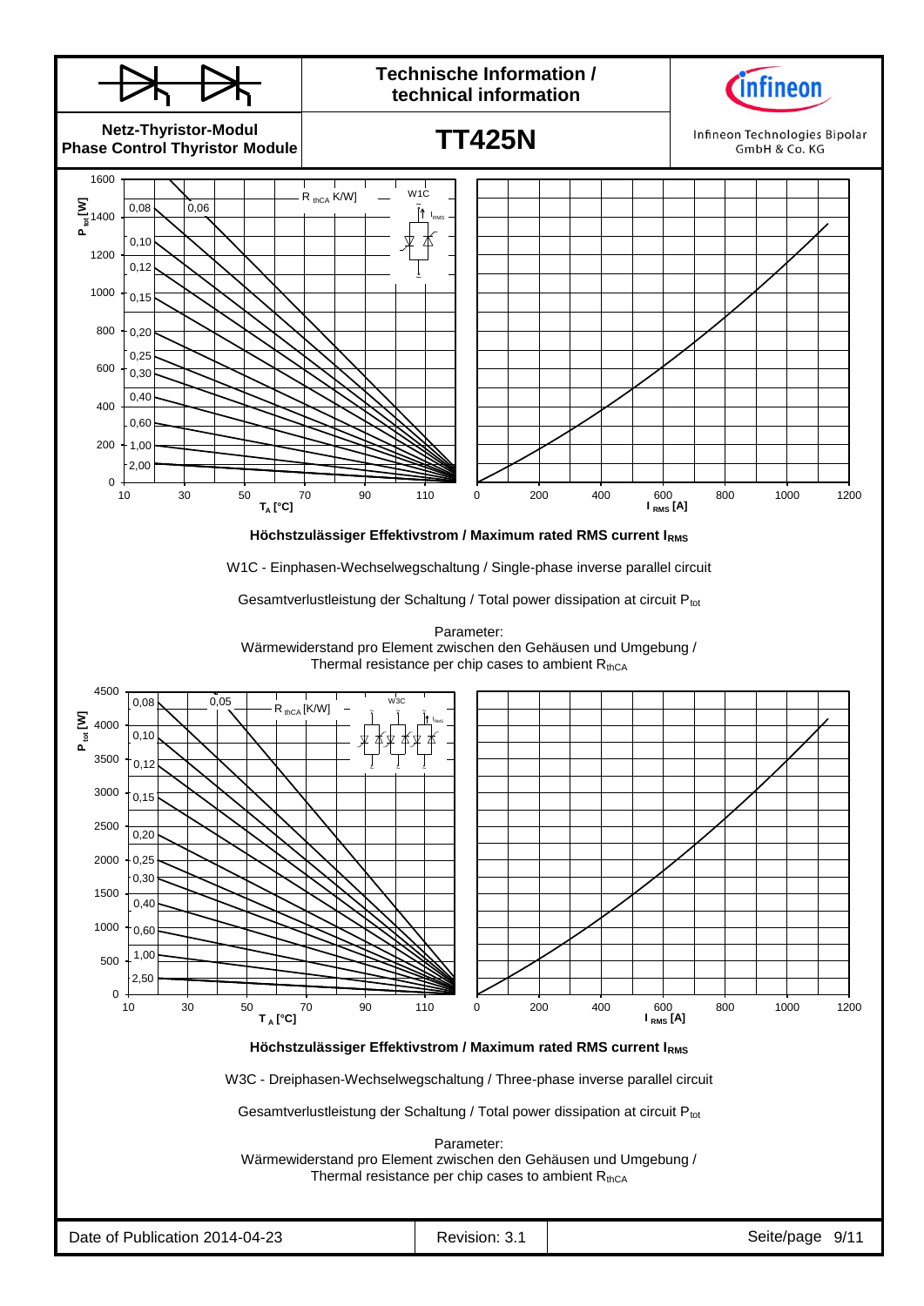**Höchstzulässiger Effektivstrom / Maximum rated RMS current $I_{RMS}$**

W1C - Einphasen-Wechselwegschaltung / Single-phase inverse parallel circuit

Gesamtverlustleistung der Schaltung / Total power dissipation at circuit $P_{tot}$

Parameter:
Wärmewiderstand pro Element zwischen den Gehäusen und Umgebung /
Thermal resistance per chip cases to ambient $R_{thCA}$

**Höchstzulässiger Effektivstrom / Maximum rated RMS current $I_{RMS}$**

W3C - Dreiphasen-Wechselwegschaltung / Three-phase inverse parallel circuit

Gesamtverlustleistung der Schaltung / Total power dissipation at circuit $P_{tot}$

Parameter:
Wärmewiderstand pro Element zwischen den Gehäusen und Umgebung /
Thermal resistance per chip cases to ambient $R_{thCA}$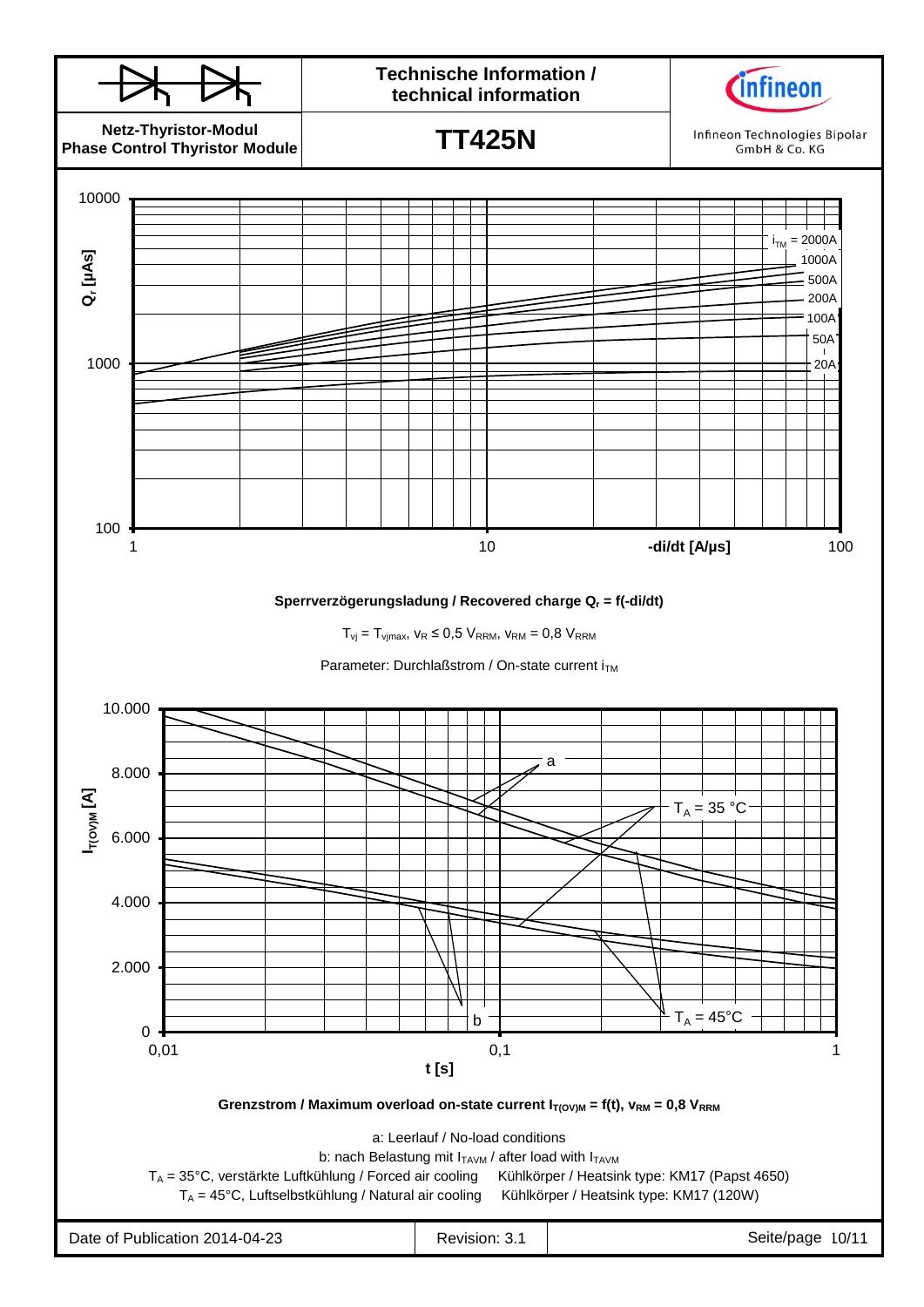Sperrverzögerungsladung / Recovered charge $Q_r$ = f(-di/dt)

$T_{vj} = T_{vjmax}$, $v_R \leq 0{,}5\ V_{RRM}$, $v_{RM} = 0{,}8\ V_{RRM}$

Parameter: Durchlaßstrom / On-state current $i_{TM}$

Grenzstrom / Maximum overload on-state current $I_{T(OV)M}$ = f(t), $v_{RM} = 0{,}8\ V_{RRM}$

a: Leerlauf / No-load conditions

b: nach Belastung mit $I_{TAVM}$ / after load with $I_{TAVM}$

$T_A$ = 35°C, verstärkte Luftkühlung / Forced air cooling Kühlkörper / Heatsink type: KM17 (Papst 4650)

$T_A$ = 45°C, Luftselbstkühlung / Natural air cooling Kühlkörper / Heatsink type: KM17 (120W)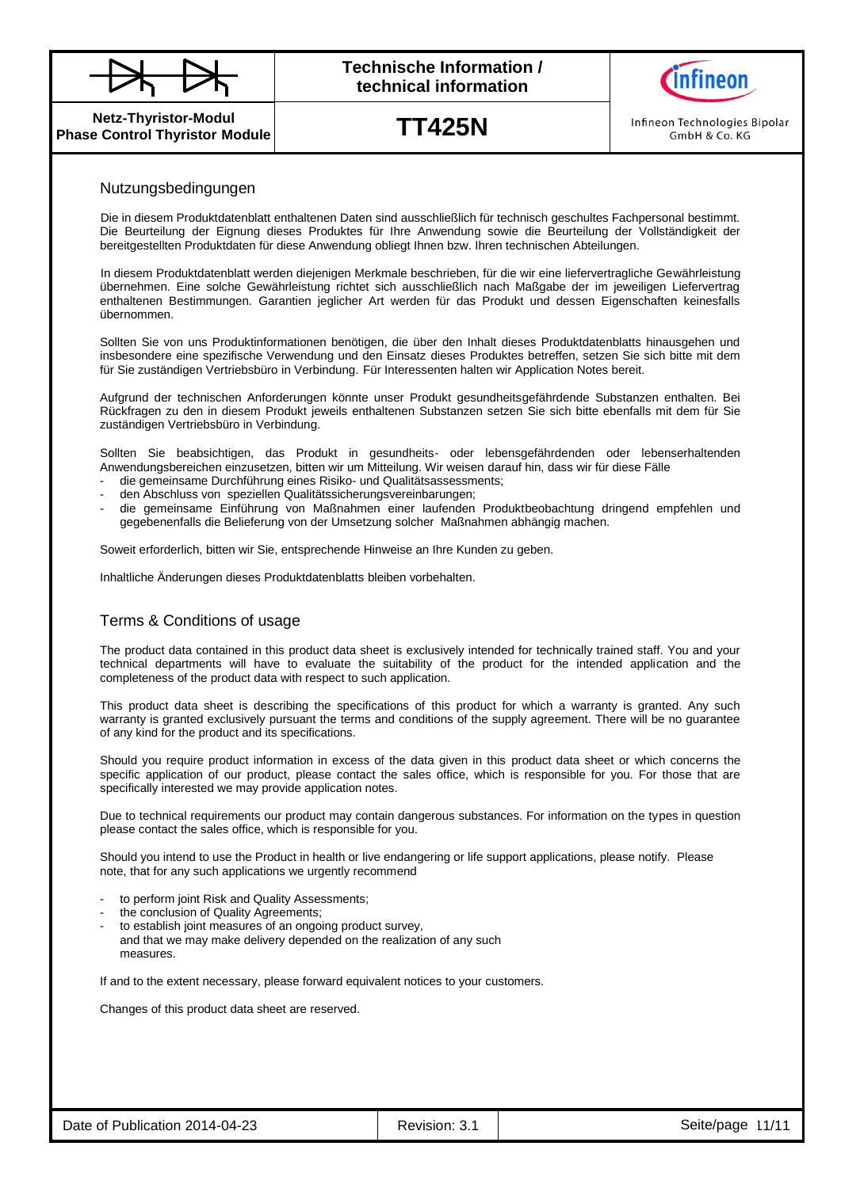## Nutzungsbedingungen

Die in diesem Produktdatenblatt enthaltenen Daten sind ausschließlich für technisch geschultes Fachpersonal bestimmt. Die Beurteilung der Eignung dieses Produktes für Ihre Anwendung sowie die Beurteilung der Vollständigkeit der bereitgestellten Produktdaten für diese Anwendung obliegt Ihnen bzw. Ihren technischen Abteilungen.

In diesem Produktdatenblatt werden diejenigen Merkmale beschrieben, für die wir eine liefervertragliche Gewährleistung übernehmen. Eine solche Gewährleistung richtet sich ausschließlich nach Maßgabe der im jeweiligen Liefervertrag enthaltenen Bestimmungen. Garantien jeglicher Art werden für das Produkt und dessen Eigenschaften keinesfalls übernommen.

Sollten Sie von uns Produktinformationen benötigen, die über den Inhalt dieses Produktdatenblatts hinausgehen und insbesondere eine spezifische Verwendung und den Einsatz dieses Produktes betreffen, setzen Sie sich bitte mit dem für Sie zuständigen Vertriebsbüro in Verbindung. Für Interessenten halten wir Application Notes bereit.

Aufgrund der technischen Anforderungen könnte unser Produkt gesundheitsgefährdende Substanzen enthalten. Bei Rückfragen zu den in diesem Produkt jeweils enthaltenen Substanzen setzen Sie sich bitte ebenfalls mit dem für Sie zuständigen Vertriebsbüro in Verbindung.

Sollten Sie beabsichtigen, das Produkt in gesundheits- oder lebensgefährdenden oder lebenserhaltenden Anwendungsbereichen einzusetzen, bitten wir um Mitteilung. Wir weisen darauf hin, dass wir für diese Fälle

- die gemeinsame Durchführung eines Risiko- und Qualitätsassessments;
- den Abschluss von speziellen Qualitätssicherungsvereinbarungen;
- die gemeinsame Einführung von Maßnahmen einer laufenden Produktbeobachtung dringend empfehlen und gegebenenfalls die Belieferung von der Umsetzung solcher Maßnahmen abhängig machen.

Soweit erforderlich, bitten wir Sie, entsprechende Hinweise an Ihre Kunden zu geben.

Inhaltliche Änderungen dieses Produktdatenblatts bleiben vorbehalten.

## Terms & Conditions of usage

The product data contained in this product data sheet is exclusively intended for technically trained staff. You and your technical departments will have to evaluate the suitability of the product for the intended application and the completeness of the product data with respect to such application.

This product data sheet is describing the specifications of this product for which a warranty is granted. Any such warranty is granted exclusively pursuant the terms and conditions of the supply agreement. There will be no guarantee of any kind for the product and its specifications.

Should you require product information in excess of the data given in this product data sheet or which concerns the specific application of our product, please contact the sales office, which is responsible for you. For those that are specifically interested we may provide application notes.

Due to technical requirements our product may contain dangerous substances. For information on the types in question please contact the sales office, which is responsible for you.

Should you intend to use the Product in health or live endangering or life support applications, please notify. Please note, that for any such applications we urgently recommend

- to perform joint Risk and Quality Assessments;
- the conclusion of Quality Agreements;
- to establish joint measures of an ongoing product survey, and that we may make delivery depended on the realization of any such measures.

If and to the extent necessary, please forward equivalent notices to your customers.

Changes of this product data sheet are reserved.